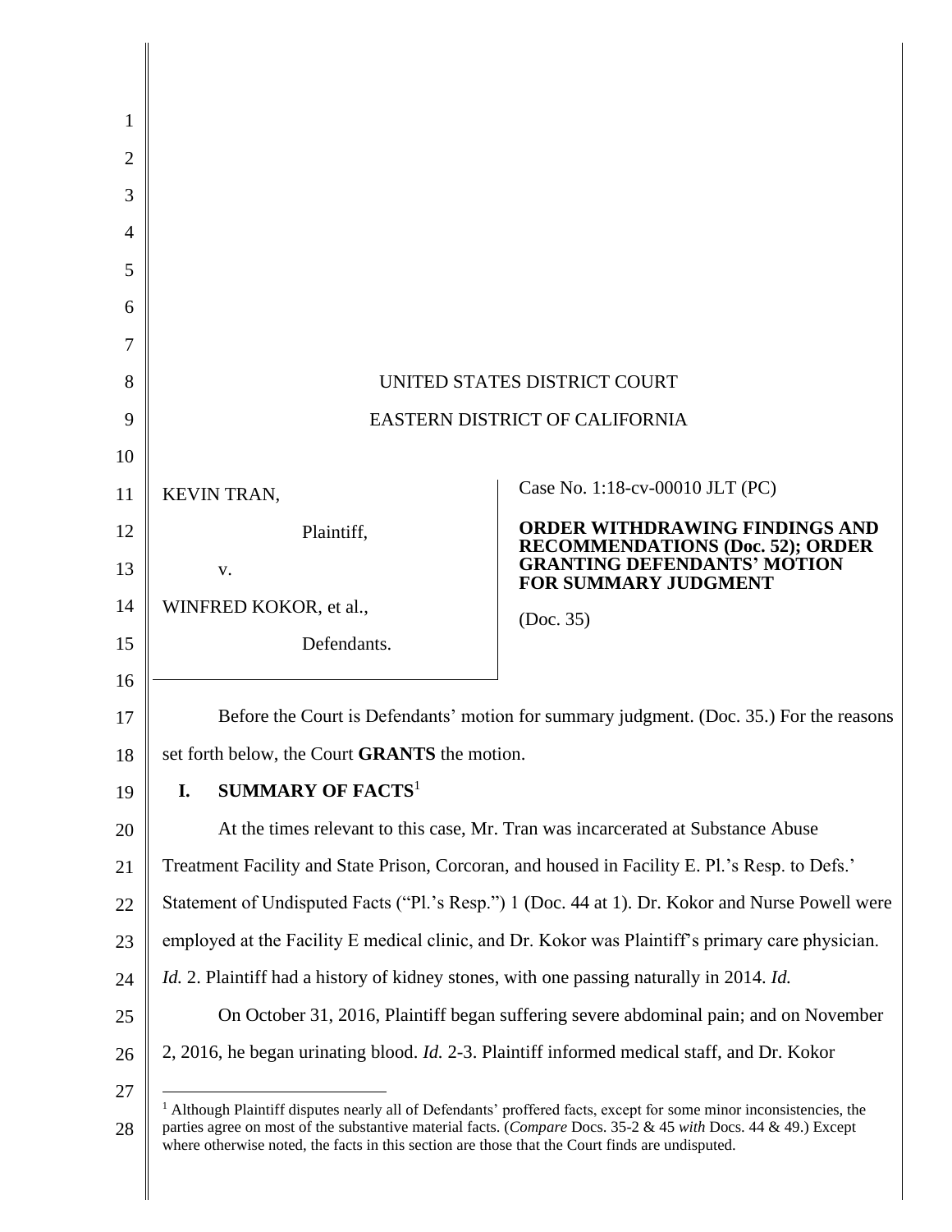UNITED STATES DISTRICT COURT

EASTERN DISTRICT OF CALIFORNIA

KEVIN TRAN,

Plaintiff,

v.

WINFRED KOKOR, et al.,

Defendants.

Case No. 1:18-cv-00010 JLT (PC)

**ORDER WITHDRAWING FINDINGS AND RECOMMENDATIONS (Doc. 52); ORDER GRANTING DEFENDANTS' MOTION FOR SUMMARY JUDGMENT**

(Doc. 35)

Before the Court is Defendants' motion for summary judgment. (Doc. 35.) For the reasons set forth below, the Court **GRANTS** the motion.

## I. SUMMARY OF FACTS[1]

At the times relevant to this case, Mr. Tran was incarcerated at Substance Abuse Treatment Facility and State Prison, Corcoran, and housed in Facility E. Pl.'s Resp. to Defs.' Statement of Undisputed Facts ("Pl.'s Resp.") 1 (Doc. 44 at 1). Dr. Kokor and Nurse Powell were employed at the Facility E medical clinic, and Dr. Kokor was Plaintiff's primary care physician. *Id.* 2. Plaintiff had a history of kidney stones, with one passing naturally in 2014. *Id.*

On October 31, 2016, Plaintiff began suffering severe abdominal pain; and on November 2, 2016, he began urinating blood. *Id.* 2-3. Plaintiff informed medical staff, and Dr. Kokor

[1] Although Plaintiff disputes nearly all of Defendants' proffered facts, except for some minor inconsistencies, the parties agree on most of the substantive material facts. (*Compare* Docs. 35-2 & 45 *with* Docs. 44 & 49.) Except where otherwise noted, the facts in this section are those that the Court finds are undisputed.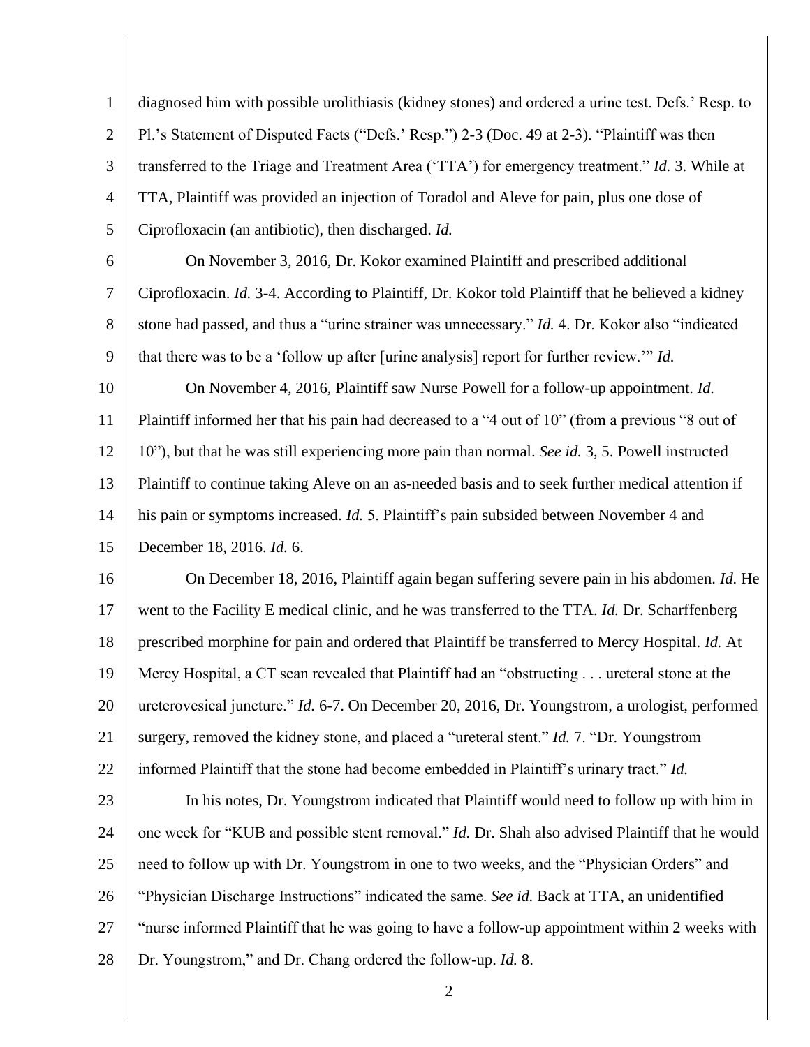diagnosed him with possible urolithiasis (kidney stones) and ordered a urine test. Defs.' Resp. to Pl.'s Statement of Disputed Facts ("Defs.' Resp.") 2-3 (Doc. 49 at 2-3). "Plaintiff was then transferred to the Triage and Treatment Area ('TTA') for emergency treatment." *Id.* 3. While at TTA, Plaintiff was provided an injection of Toradol and Aleve for pain, plus one dose of Ciprofloxacin (an antibiotic), then discharged. *Id.*

On November 3, 2016, Dr. Kokor examined Plaintiff and prescribed additional Ciprofloxacin. *Id.* 3-4. According to Plaintiff, Dr. Kokor told Plaintiff that he believed a kidney stone had passed, and thus a "urine strainer was unnecessary." *Id.* 4. Dr. Kokor also "indicated that there was to be a 'follow up after [urine analysis] report for further review.'" *Id.*

On November 4, 2016, Plaintiff saw Nurse Powell for a follow-up appointment. *Id.* Plaintiff informed her that his pain had decreased to a "4 out of 10" (from a previous "8 out of 10"), but that he was still experiencing more pain than normal. *See id.* 3, 5. Powell instructed Plaintiff to continue taking Aleve on an as-needed basis and to seek further medical attention if his pain or symptoms increased. *Id.* 5. Plaintiff's pain subsided between November 4 and December 18, 2016. *Id.* 6.

On December 18, 2016, Plaintiff again began suffering severe pain in his abdomen. *Id.* He went to the Facility E medical clinic, and he was transferred to the TTA. *Id.* Dr. Scharffenberg prescribed morphine for pain and ordered that Plaintiff be transferred to Mercy Hospital. *Id.* At Mercy Hospital, a CT scan revealed that Plaintiff had an "obstructing . . . ureteral stone at the ureterovesical juncture." *Id.* 6-7. On December 20, 2016, Dr. Youngstrom, a urologist, performed surgery, removed the kidney stone, and placed a "ureteral stent." *Id.* 7. "Dr. Youngstrom informed Plaintiff that the stone had become embedded in Plaintiff's urinary tract." *Id.*

In his notes, Dr. Youngstrom indicated that Plaintiff would need to follow up with him in one week for "KUB and possible stent removal." *Id.* Dr. Shah also advised Plaintiff that he would need to follow up with Dr. Youngstrom in one to two weeks, and the "Physician Orders" and "Physician Discharge Instructions" indicated the same. *See id.* Back at TTA, an unidentified "nurse informed Plaintiff that he was going to have a follow-up appointment within 2 weeks with Dr. Youngstrom," and Dr. Chang ordered the follow-up. *Id.* 8.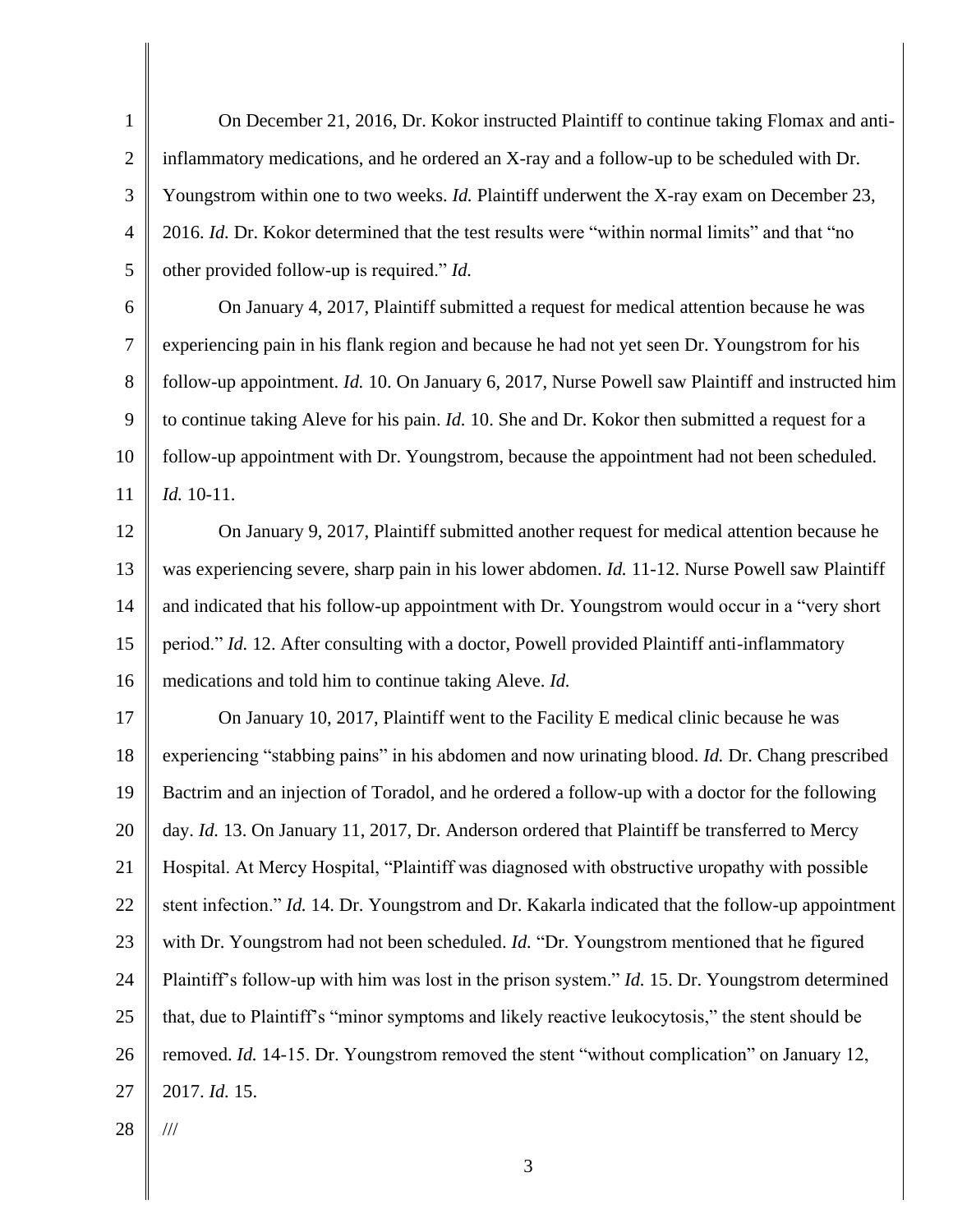On December 21, 2016, Dr. Kokor instructed Plaintiff to continue taking Flomax and anti-inflammatory medications, and he ordered an X-ray and a follow-up to be scheduled with Dr. Youngstrom within one to two weeks. *Id.* Plaintiff underwent the X-ray exam on December 23, 2016. *Id.* Dr. Kokor determined that the test results were "within normal limits" and that "no other provided follow-up is required." *Id.*

On January 4, 2017, Plaintiff submitted a request for medical attention because he was experiencing pain in his flank region and because he had not yet seen Dr. Youngstrom for his follow-up appointment. *Id.* 10. On January 6, 2017, Nurse Powell saw Plaintiff and instructed him to continue taking Aleve for his pain. *Id.* 10. She and Dr. Kokor then submitted a request for a follow-up appointment with Dr. Youngstrom, because the appointment had not been scheduled. *Id.* 10-11.

On January 9, 2017, Plaintiff submitted another request for medical attention because he was experiencing severe, sharp pain in his lower abdomen. *Id.* 11-12. Nurse Powell saw Plaintiff and indicated that his follow-up appointment with Dr. Youngstrom would occur in a "very short period." *Id.* 12. After consulting with a doctor, Powell provided Plaintiff anti-inflammatory medications and told him to continue taking Aleve. *Id.*

On January 10, 2017, Plaintiff went to the Facility E medical clinic because he was experiencing "stabbing pains" in his abdomen and now urinating blood. *Id.* Dr. Chang prescribed Bactrim and an injection of Toradol, and he ordered a follow-up with a doctor for the following day. *Id.* 13. On January 11, 2017, Dr. Anderson ordered that Plaintiff be transferred to Mercy Hospital. At Mercy Hospital, "Plaintiff was diagnosed with obstructive uropathy with possible stent infection." *Id.* 14. Dr. Youngstrom and Dr. Kakarla indicated that the follow-up appointment with Dr. Youngstrom had not been scheduled. *Id.* "Dr. Youngstrom mentioned that he figured Plaintiff's follow-up with him was lost in the prison system." *Id.* 15. Dr. Youngstrom determined that, due to Plaintiff's "minor symptoms and likely reactive leukocytosis," the stent should be removed. *Id.* 14-15. Dr. Youngstrom removed the stent "without complication" on January 12, 2017. *Id.* 15.

///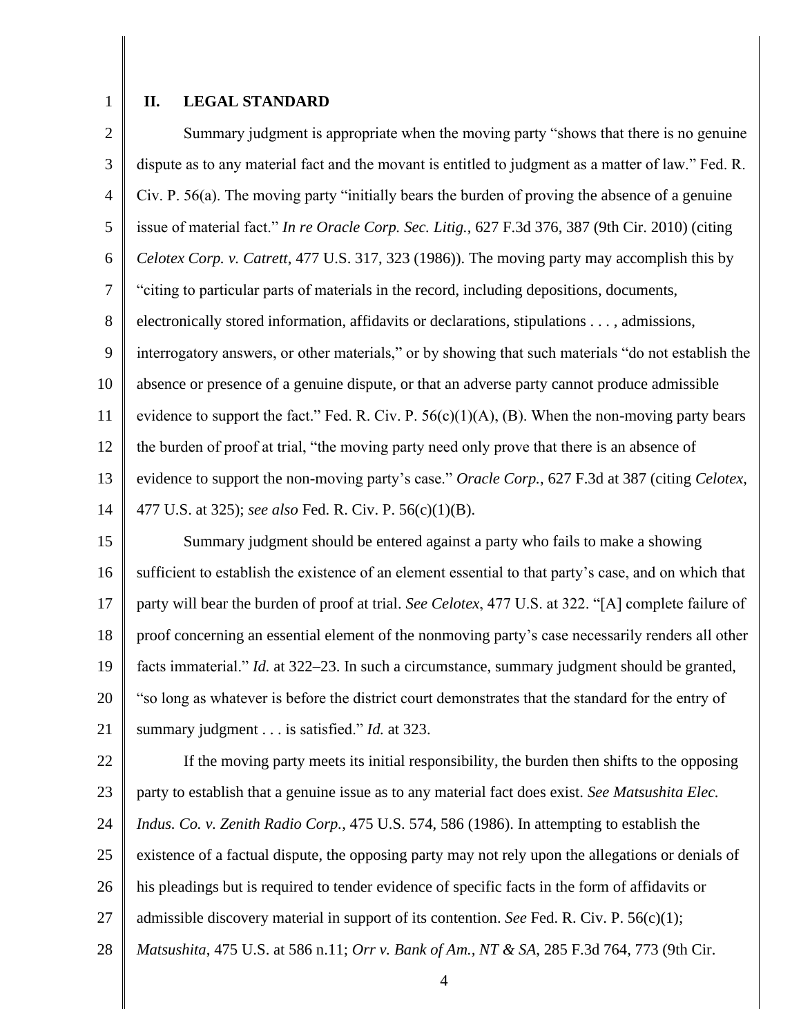## II. LEGAL STANDARD

Summary judgment is appropriate when the moving party "shows that there is no genuine dispute as to any material fact and the movant is entitled to judgment as a matter of law." Fed. R. Civ. P. 56(a). The moving party "initially bears the burden of proving the absence of a genuine issue of material fact." *In re Oracle Corp. Sec. Litig.*, 627 F.3d 376, 387 (9th Cir. 2010) (citing *Celotex Corp. v. Catrett*, 477 U.S. 317, 323 (1986)). The moving party may accomplish this by "citing to particular parts of materials in the record, including depositions, documents, electronically stored information, affidavits or declarations, stipulations . . . , admissions, interrogatory answers, or other materials," or by showing that such materials "do not establish the absence or presence of a genuine dispute, or that an adverse party cannot produce admissible evidence to support the fact." Fed. R. Civ. P. 56(c)(1)(A), (B). When the non-moving party bears the burden of proof at trial, "the moving party need only prove that there is an absence of evidence to support the non-moving party's case." *Oracle Corp.*, 627 F.3d at 387 (citing *Celotex*, 477 U.S. at 325); *see also* Fed. R. Civ. P. 56(c)(1)(B).

Summary judgment should be entered against a party who fails to make a showing sufficient to establish the existence of an element essential to that party's case, and on which that party will bear the burden of proof at trial. *See Celotex*, 477 U.S. at 322. "[A] complete failure of proof concerning an essential element of the nonmoving party's case necessarily renders all other facts immaterial." *Id.* at 322–23. In such a circumstance, summary judgment should be granted, "so long as whatever is before the district court demonstrates that the standard for the entry of summary judgment . . . is satisfied." *Id.* at 323.

If the moving party meets its initial responsibility, the burden then shifts to the opposing party to establish that a genuine issue as to any material fact does exist. *See Matsushita Elec. Indus. Co. v. Zenith Radio Corp.*, 475 U.S. 574, 586 (1986). In attempting to establish the existence of a factual dispute, the opposing party may not rely upon the allegations or denials of his pleadings but is required to tender evidence of specific facts in the form of affidavits or admissible discovery material in support of its contention. *See* Fed. R. Civ. P. 56(c)(1); *Matsushita*, 475 U.S. at 586 n.11; *Orr v. Bank of Am., NT & SA*, 285 F.3d 764, 773 (9th Cir.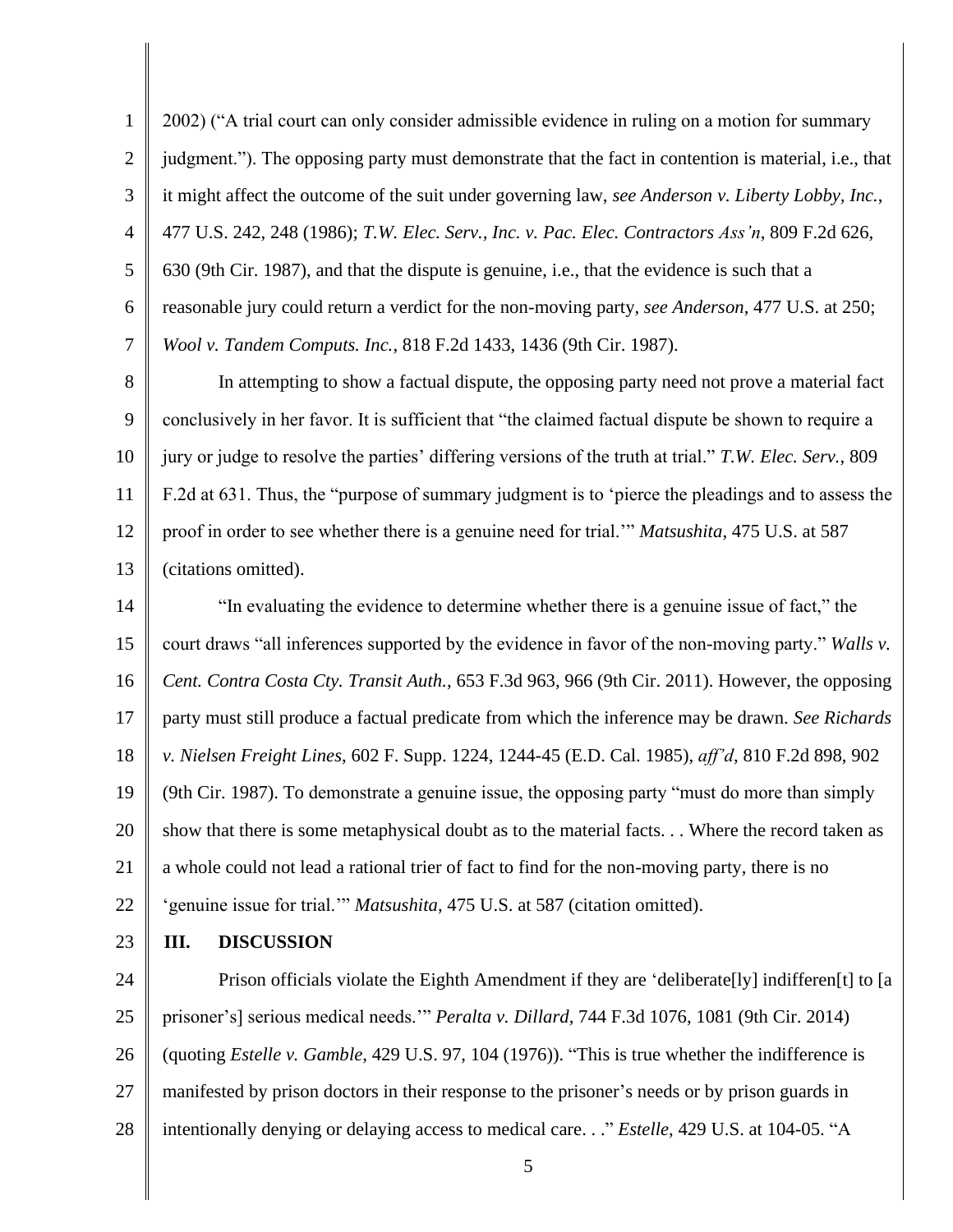2002) ("A trial court can only consider admissible evidence in ruling on a motion for summary judgment."). The opposing party must demonstrate that the fact in contention is material, i.e., that it might affect the outcome of the suit under governing law, *see Anderson v. Liberty Lobby, Inc.*, 477 U.S. 242, 248 (1986); *T.W. Elec. Serv., Inc. v. Pac. Elec. Contractors Ass'n*, 809 F.2d 626, 630 (9th Cir. 1987), and that the dispute is genuine, i.e., that the evidence is such that a reasonable jury could return a verdict for the non-moving party, *see Anderson*, 477 U.S. at 250; *Wool v. Tandem Computs. Inc.*, 818 F.2d 1433, 1436 (9th Cir. 1987).

In attempting to show a factual dispute, the opposing party need not prove a material fact conclusively in her favor. It is sufficient that "the claimed factual dispute be shown to require a jury or judge to resolve the parties' differing versions of the truth at trial." *T.W. Elec. Serv.*, 809 F.2d at 631. Thus, the "purpose of summary judgment is to 'pierce the pleadings and to assess the proof in order to see whether there is a genuine need for trial.'" *Matsushita*, 475 U.S. at 587 (citations omitted).

"In evaluating the evidence to determine whether there is a genuine issue of fact," the court draws "all inferences supported by the evidence in favor of the non-moving party." *Walls v. Cent. Contra Costa Cty. Transit Auth.*, 653 F.3d 963, 966 (9th Cir. 2011). However, the opposing party must still produce a factual predicate from which the inference may be drawn. *See Richards v. Nielsen Freight Lines*, 602 F. Supp. 1224, 1244-45 (E.D. Cal. 1985), *aff'd*, 810 F.2d 898, 902 (9th Cir. 1987). To demonstrate a genuine issue, the opposing party "must do more than simply show that there is some metaphysical doubt as to the material facts. . . Where the record taken as a whole could not lead a rational trier of fact to find for the non-moving party, there is no 'genuine issue for trial.'" *Matsushita*, 475 U.S. at 587 (citation omitted).

## III. DISCUSSION

Prison officials violate the Eighth Amendment if they are 'deliberate[ly] indifferen[t] to [a prisoner's] serious medical needs.'" *Peralta v. Dillard*, 744 F.3d 1076, 1081 (9th Cir. 2014) (quoting *Estelle v. Gamble*, 429 U.S. 97, 104 (1976)). "This is true whether the indifference is manifested by prison doctors in their response to the prisoner's needs or by prison guards in intentionally denying or delaying access to medical care. . ." *Estelle*, 429 U.S. at 104-05. "A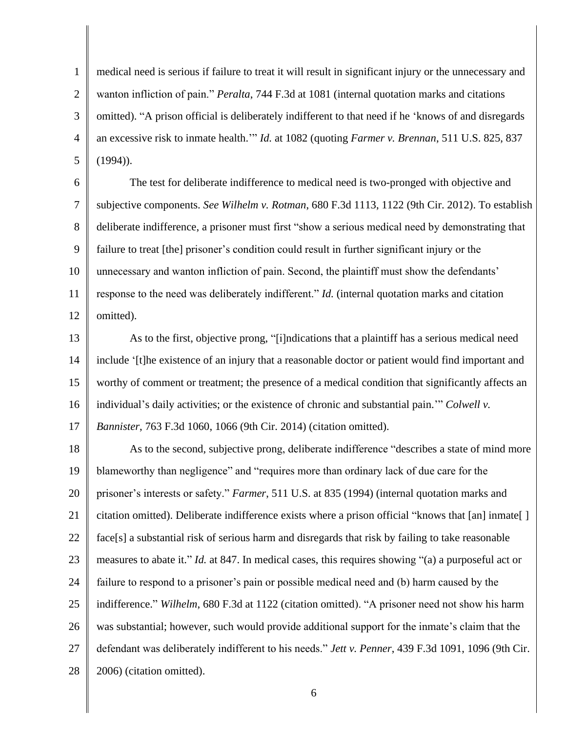medical need is serious if failure to treat it will result in significant injury or the unnecessary and wanton infliction of pain." *Peralta*, 744 F.3d at 1081 (internal quotation marks and citations omitted). "A prison official is deliberately indifferent to that need if he 'knows of and disregards an excessive risk to inmate health.'" *Id.* at 1082 (quoting *Farmer v. Brennan*, 511 U.S. 825, 837 (1994)).

The test for deliberate indifference to medical need is two-pronged with objective and subjective components. *See Wilhelm v. Rotman*, 680 F.3d 1113, 1122 (9th Cir. 2012). To establish deliberate indifference, a prisoner must first "show a serious medical need by demonstrating that failure to treat [the] prisoner's condition could result in further significant injury or the unnecessary and wanton infliction of pain. Second, the plaintiff must show the defendants' response to the need was deliberately indifferent." *Id.* (internal quotation marks and citation omitted).

As to the first, objective prong, "[i]ndications that a plaintiff has a serious medical need include '[t]he existence of an injury that a reasonable doctor or patient would find important and worthy of comment or treatment; the presence of a medical condition that significantly affects an individual's daily activities; or the existence of chronic and substantial pain.'" *Colwell v. Bannister*, 763 F.3d 1060, 1066 (9th Cir. 2014) (citation omitted).

As to the second, subjective prong, deliberate indifference "describes a state of mind more blameworthy than negligence" and "requires more than ordinary lack of due care for the prisoner's interests or safety." *Farmer*, 511 U.S. at 835 (1994) (internal quotation marks and citation omitted). Deliberate indifference exists where a prison official "knows that [an] inmate[ ] face[s] a substantial risk of serious harm and disregards that risk by failing to take reasonable measures to abate it." *Id.* at 847. In medical cases, this requires showing "(a) a purposeful act or failure to respond to a prisoner's pain or possible medical need and (b) harm caused by the indifference." *Wilhelm*, 680 F.3d at 1122 (citation omitted). "A prisoner need not show his harm was substantial; however, such would provide additional support for the inmate's claim that the defendant was deliberately indifferent to his needs." *Jett v. Penner*, 439 F.3d 1091, 1096 (9th Cir. 2006) (citation omitted).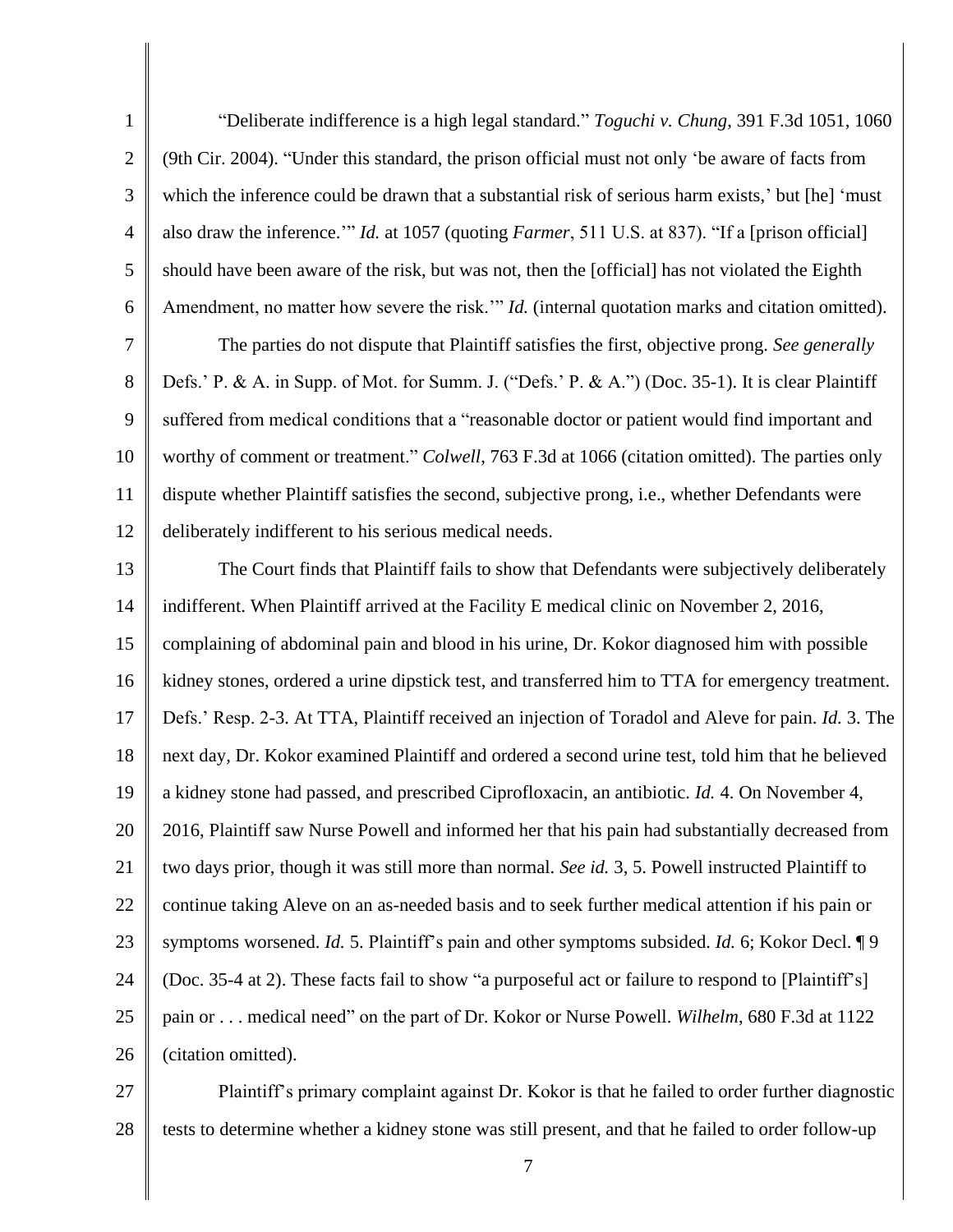"Deliberate indifference is a high legal standard." *Toguchi v. Chung*, 391 F.3d 1051, 1060 (9th Cir. 2004). "Under this standard, the prison official must not only 'be aware of facts from which the inference could be drawn that a substantial risk of serious harm exists,' but [he] 'must also draw the inference.'" *Id.* at 1057 (quoting *Farmer*, 511 U.S. at 837). "If a [prison official] should have been aware of the risk, but was not, then the [official] has not violated the Eighth Amendment, no matter how severe the risk.'" *Id.* (internal quotation marks and citation omitted).

The parties do not dispute that Plaintiff satisfies the first, objective prong. *See generally* Defs.' P. & A. in Supp. of Mot. for Summ. J. ("Defs.' P. & A.") (Doc. 35-1). It is clear Plaintiff suffered from medical conditions that a "reasonable doctor or patient would find important and worthy of comment or treatment." *Colwell*, 763 F.3d at 1066 (citation omitted). The parties only dispute whether Plaintiff satisfies the second, subjective prong, i.e., whether Defendants were deliberately indifferent to his serious medical needs.

The Court finds that Plaintiff fails to show that Defendants were subjectively deliberately indifferent. When Plaintiff arrived at the Facility E medical clinic on November 2, 2016, complaining of abdominal pain and blood in his urine, Dr. Kokor diagnosed him with possible kidney stones, ordered a urine dipstick test, and transferred him to TTA for emergency treatment. Defs.' Resp. 2-3. At TTA, Plaintiff received an injection of Toradol and Aleve for pain. *Id.* 3. The next day, Dr. Kokor examined Plaintiff and ordered a second urine test, told him that he believed a kidney stone had passed, and prescribed Ciprofloxacin, an antibiotic. *Id.* 4. On November 4, 2016, Plaintiff saw Nurse Powell and informed her that his pain had substantially decreased from two days prior, though it was still more than normal. *See id.* 3, 5. Powell instructed Plaintiff to continue taking Aleve on an as-needed basis and to seek further medical attention if his pain or symptoms worsened. *Id.* 5. Plaintiff's pain and other symptoms subsided. *Id.* 6; Kokor Decl. ¶ 9 (Doc. 35-4 at 2). These facts fail to show "a purposeful act or failure to respond to [Plaintiff's] pain or . . . medical need" on the part of Dr. Kokor or Nurse Powell. *Wilhelm*, 680 F.3d at 1122 (citation omitted).

Plaintiff's primary complaint against Dr. Kokor is that he failed to order further diagnostic tests to determine whether a kidney stone was still present, and that he failed to order follow-up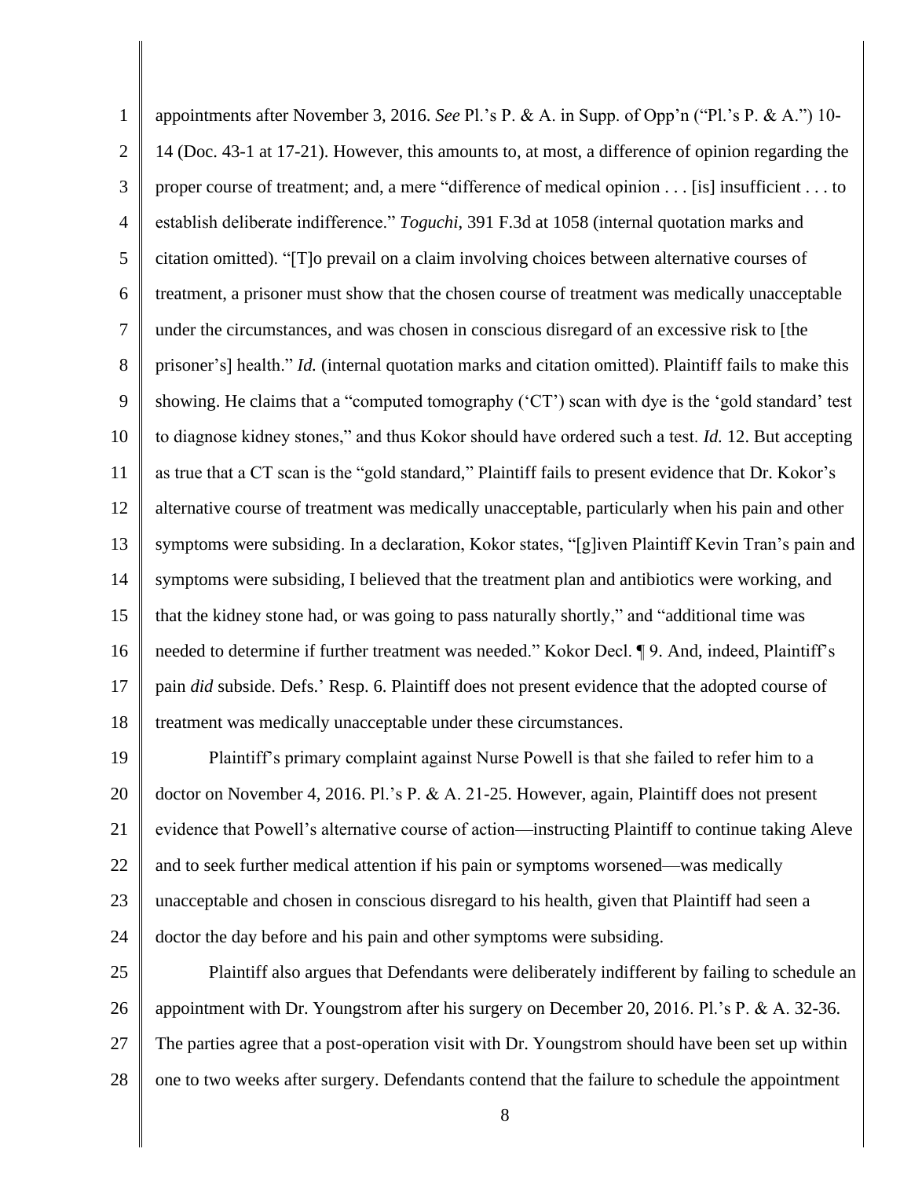appointments after November 3, 2016. *See* Pl.'s P. & A. in Supp. of Opp'n ("Pl.'s P. & A.") 10-14 (Doc. 43-1 at 17-21). However, this amounts to, at most, a difference of opinion regarding the proper course of treatment; and, a mere "difference of medical opinion . . . [is] insufficient . . . to establish deliberate indifference." *Toguchi*, 391 F.3d at 1058 (internal quotation marks and citation omitted). "[T]o prevail on a claim involving choices between alternative courses of treatment, a prisoner must show that the chosen course of treatment was medically unacceptable under the circumstances, and was chosen in conscious disregard of an excessive risk to [the prisoner's] health." *Id.* (internal quotation marks and citation omitted). Plaintiff fails to make this showing. He claims that a "computed tomography ('CT') scan with dye is the 'gold standard' test to diagnose kidney stones," and thus Kokor should have ordered such a test. *Id.* 12. But accepting as true that a CT scan is the "gold standard," Plaintiff fails to present evidence that Dr. Kokor's alternative course of treatment was medically unacceptable, particularly when his pain and other symptoms were subsiding. In a declaration, Kokor states, "[g]iven Plaintiff Kevin Tran's pain and symptoms were subsiding, I believed that the treatment plan and antibiotics were working, and that the kidney stone had, or was going to pass naturally shortly," and "additional time was needed to determine if further treatment was needed." Kokor Decl. ¶ 9. And, indeed, Plaintiff's pain *did* subside. Defs.' Resp. 6. Plaintiff does not present evidence that the adopted course of treatment was medically unacceptable under these circumstances.

Plaintiff's primary complaint against Nurse Powell is that she failed to refer him to a doctor on November 4, 2016. Pl.'s P. & A. 21-25. However, again, Plaintiff does not present evidence that Powell's alternative course of action—instructing Plaintiff to continue taking Aleve and to seek further medical attention if his pain or symptoms worsened—was medically unacceptable and chosen in conscious disregard to his health, given that Plaintiff had seen a doctor the day before and his pain and other symptoms were subsiding.

Plaintiff also argues that Defendants were deliberately indifferent by failing to schedule an appointment with Dr. Youngstrom after his surgery on December 20, 2016. Pl.'s P. & A. 32-36. The parties agree that a post-operation visit with Dr. Youngstrom should have been set up within one to two weeks after surgery. Defendants contend that the failure to schedule the appointment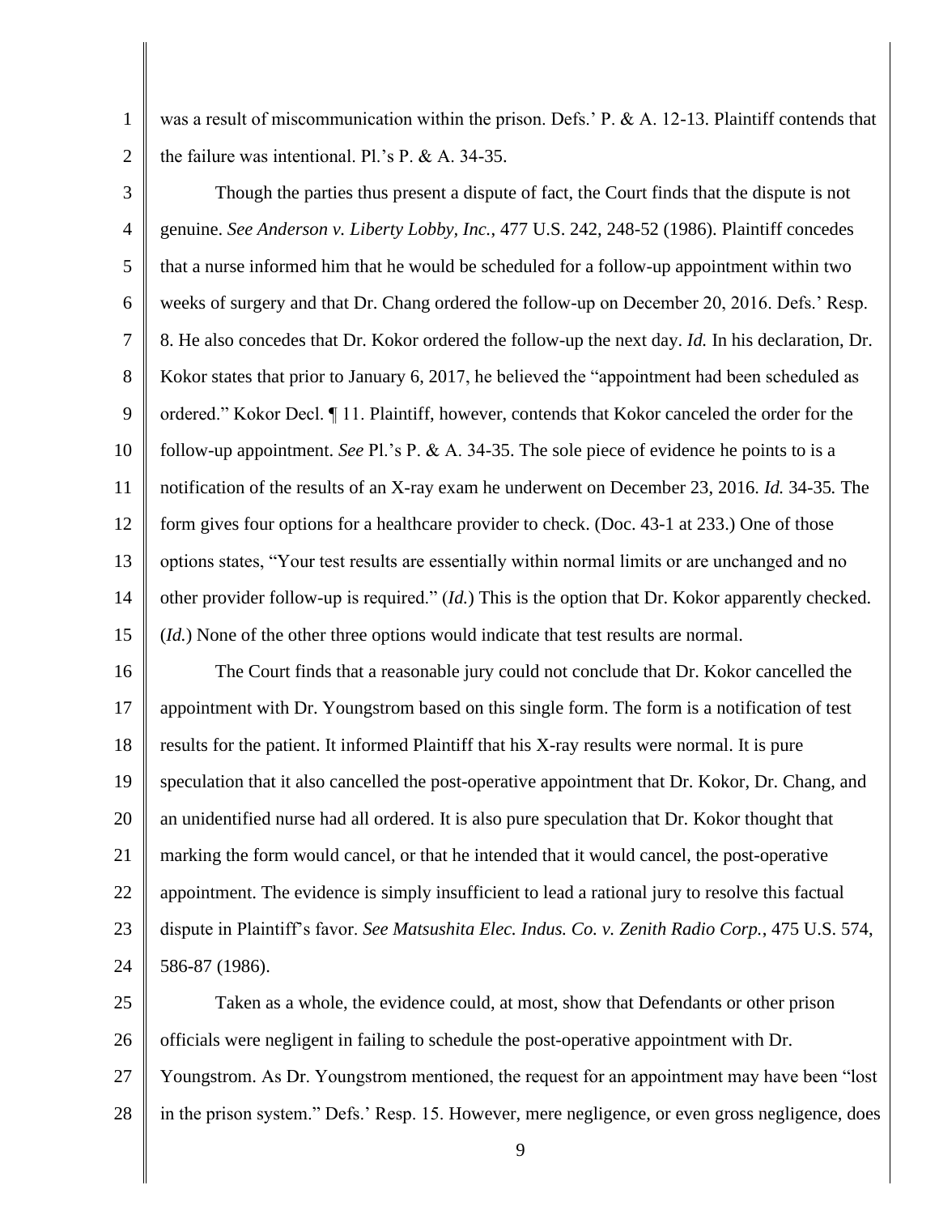was a result of miscommunication within the prison. Defs.' P. & A. 12-13. Plaintiff contends that the failure was intentional. Pl.'s P. & A. 34-35.

Though the parties thus present a dispute of fact, the Court finds that the dispute is not genuine. *See Anderson v. Liberty Lobby, Inc.*, 477 U.S. 242, 248-52 (1986). Plaintiff concedes that a nurse informed him that he would be scheduled for a follow-up appointment within two weeks of surgery and that Dr. Chang ordered the follow-up on December 20, 2016. Defs.' Resp. 8. He also concedes that Dr. Kokor ordered the follow-up the next day. *Id.* In his declaration, Dr. Kokor states that prior to January 6, 2017, he believed the "appointment had been scheduled as ordered." Kokor Decl. ¶ 11. Plaintiff, however, contends that Kokor canceled the order for the follow-up appointment. *See* Pl.'s P. & A. 34-35. The sole piece of evidence he points to is a notification of the results of an X-ray exam he underwent on December 23, 2016. *Id.* 34-35. The form gives four options for a healthcare provider to check. (Doc. 43-1 at 233.) One of those options states, "Your test results are essentially within normal limits or are unchanged and no other provider follow-up is required." (*Id.*) This is the option that Dr. Kokor apparently checked. (*Id.*) None of the other three options would indicate that test results are normal.

The Court finds that a reasonable jury could not conclude that Dr. Kokor cancelled the appointment with Dr. Youngstrom based on this single form. The form is a notification of test results for the patient. It informed Plaintiff that his X-ray results were normal. It is pure speculation that it also cancelled the post-operative appointment that Dr. Kokor, Dr. Chang, and an unidentified nurse had all ordered. It is also pure speculation that Dr. Kokor thought that marking the form would cancel, or that he intended that it would cancel, the post-operative appointment. The evidence is simply insufficient to lead a rational jury to resolve this factual dispute in Plaintiff's favor. *See Matsushita Elec. Indus. Co. v. Zenith Radio Corp.*, 475 U.S. 574, 586-87 (1986).

Taken as a whole, the evidence could, at most, show that Defendants or other prison officials were negligent in failing to schedule the post-operative appointment with Dr. Youngstrom. As Dr. Youngstrom mentioned, the request for an appointment may have been "lost in the prison system." Defs.' Resp. 15. However, mere negligence, or even gross negligence, does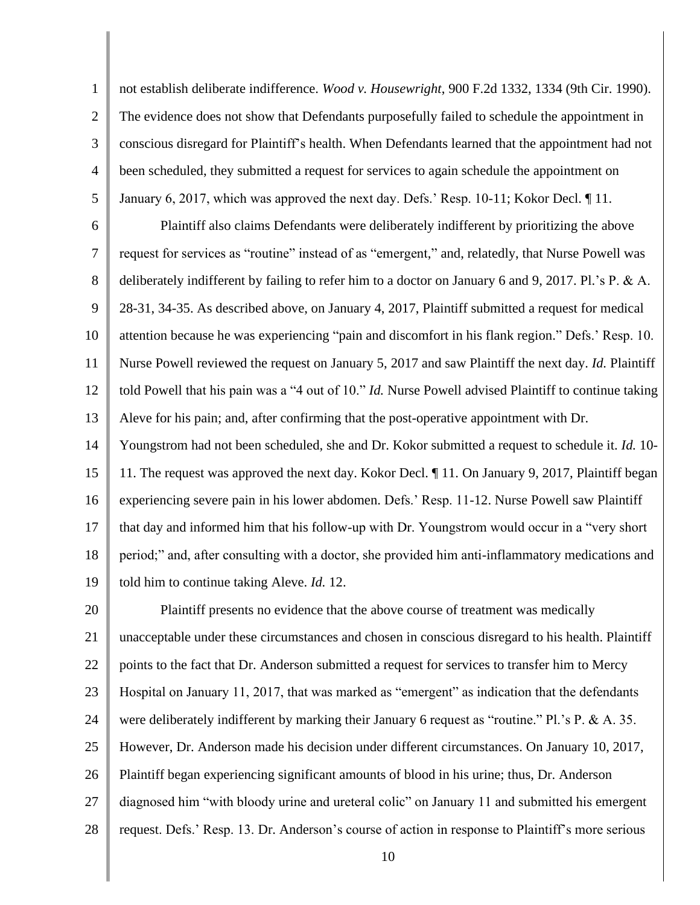not establish deliberate indifference. *Wood v. Housewright*, 900 F.2d 1332, 1334 (9th Cir. 1990). The evidence does not show that Defendants purposefully failed to schedule the appointment in conscious disregard for Plaintiff's health. When Defendants learned that the appointment had not been scheduled, they submitted a request for services to again schedule the appointment on January 6, 2017, which was approved the next day. Defs.' Resp. 10-11; Kokor Decl. ¶ 11.

Plaintiff also claims Defendants were deliberately indifferent by prioritizing the above request for services as "routine" instead of as "emergent," and, relatedly, that Nurse Powell was deliberately indifferent by failing to refer him to a doctor on January 6 and 9, 2017. Pl.'s P. & A. 28-31, 34-35. As described above, on January 4, 2017, Plaintiff submitted a request for medical attention because he was experiencing "pain and discomfort in his flank region." Defs.' Resp. 10. Nurse Powell reviewed the request on January 5, 2017 and saw Plaintiff the next day. *Id.* Plaintiff told Powell that his pain was a "4 out of 10." *Id.* Nurse Powell advised Plaintiff to continue taking Aleve for his pain; and, after confirming that the post-operative appointment with Dr. Youngstrom had not been scheduled, she and Dr. Kokor submitted a request to schedule it. *Id.* 10-11. The request was approved the next day. Kokor Decl. ¶ 11. On January 9, 2017, Plaintiff began experiencing severe pain in his lower abdomen. Defs.' Resp. 11-12. Nurse Powell saw Plaintiff that day and informed him that his follow-up with Dr. Youngstrom would occur in a "very short period;" and, after consulting with a doctor, she provided him anti-inflammatory medications and told him to continue taking Aleve. *Id.* 12.

Plaintiff presents no evidence that the above course of treatment was medically unacceptable under these circumstances and chosen in conscious disregard to his health. Plaintiff points to the fact that Dr. Anderson submitted a request for services to transfer him to Mercy Hospital on January 11, 2017, that was marked as "emergent" as indication that the defendants were deliberately indifferent by marking their January 6 request as "routine." Pl.'s P. & A. 35. However, Dr. Anderson made his decision under different circumstances. On January 10, 2017, Plaintiff began experiencing significant amounts of blood in his urine; thus, Dr. Anderson diagnosed him "with bloody urine and ureteral colic" on January 11 and submitted his emergent request. Defs.' Resp. 13. Dr. Anderson's course of action in response to Plaintiff's more serious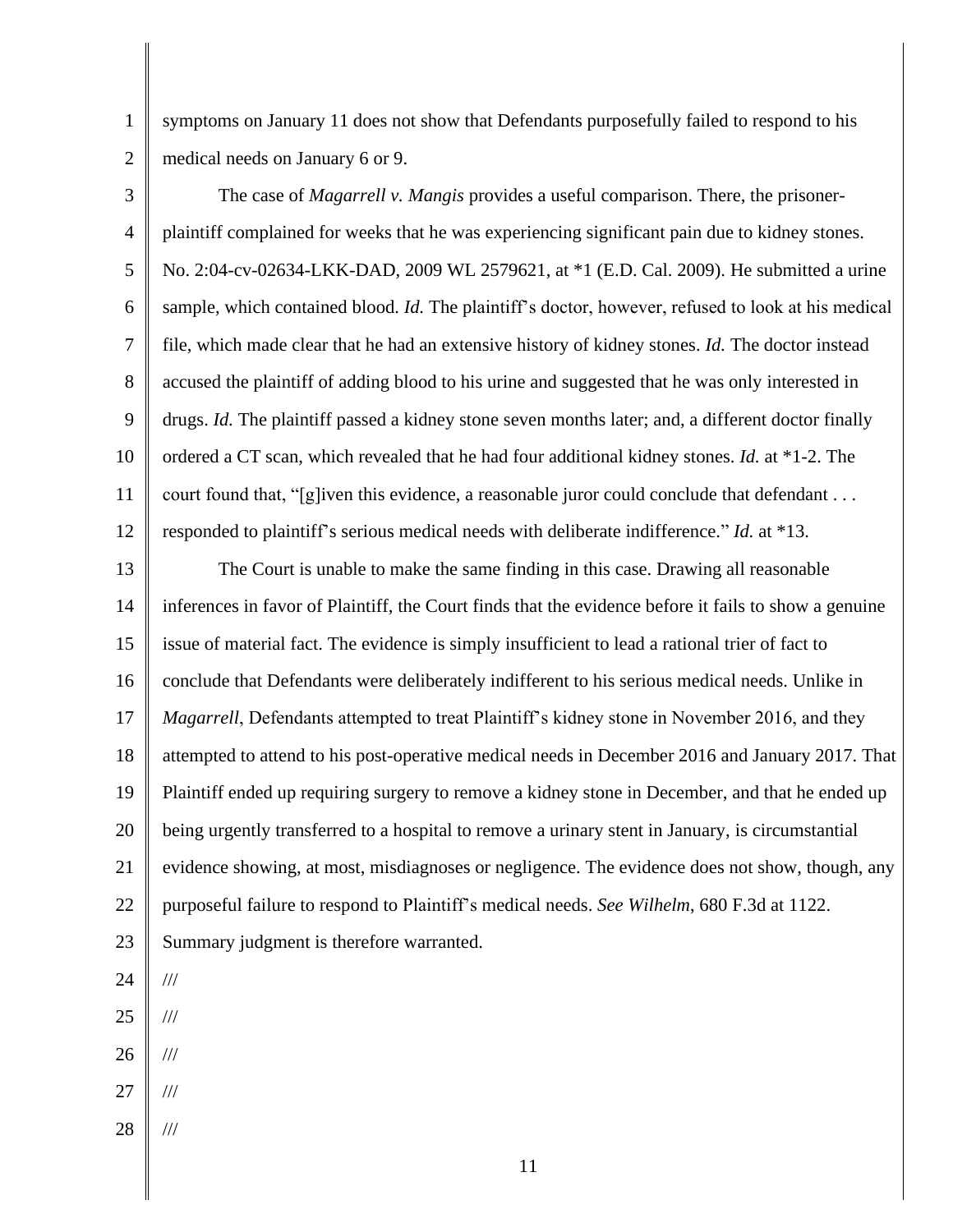symptoms on January 11 does not show that Defendants purposefully failed to respond to his medical needs on January 6 or 9.

The case of *Magarrell v. Mangis* provides a useful comparison. There, the prisoner-plaintiff complained for weeks that he was experiencing significant pain due to kidney stones. No. 2:04-cv-02634-LKK-DAD, 2009 WL 2579621, at *1 (E.D. Cal. 2009). He submitted a urine sample, which contained blood. *Id.* The plaintiff's doctor, however, refused to look at his medical file, which made clear that he had an extensive history of kidney stones. *Id.* The doctor instead accused the plaintiff of adding blood to his urine and suggested that he was only interested in drugs. *Id.* The plaintiff passed a kidney stone seven months later; and, a different doctor finally ordered a CT scan, which revealed that he had four additional kidney stones. *Id.* at *1-2. The court found that, "[g]iven this evidence, a reasonable juror could conclude that defendant . . . responded to plaintiff's serious medical needs with deliberate indifference." *Id.* at *13.

The Court is unable to make the same finding in this case. Drawing all reasonable inferences in favor of Plaintiff, the Court finds that the evidence before it fails to show a genuine issue of material fact. The evidence is simply insufficient to lead a rational trier of fact to conclude that Defendants were deliberately indifferent to his serious medical needs. Unlike in *Magarrell*, Defendants attempted to treat Plaintiff's kidney stone in November 2016, and they attempted to attend to his post-operative medical needs in December 2016 and January 2017. That Plaintiff ended up requiring surgery to remove a kidney stone in December, and that he ended up being urgently transferred to a hospital to remove a urinary stent in January, is circumstantial evidence showing, at most, misdiagnoses or negligence. The evidence does not show, though, any purposeful failure to respond to Plaintiff's medical needs. *See Wilhelm*, 680 F.3d at 1122. Summary judgment is therefore warranted.

///

///

///

///

///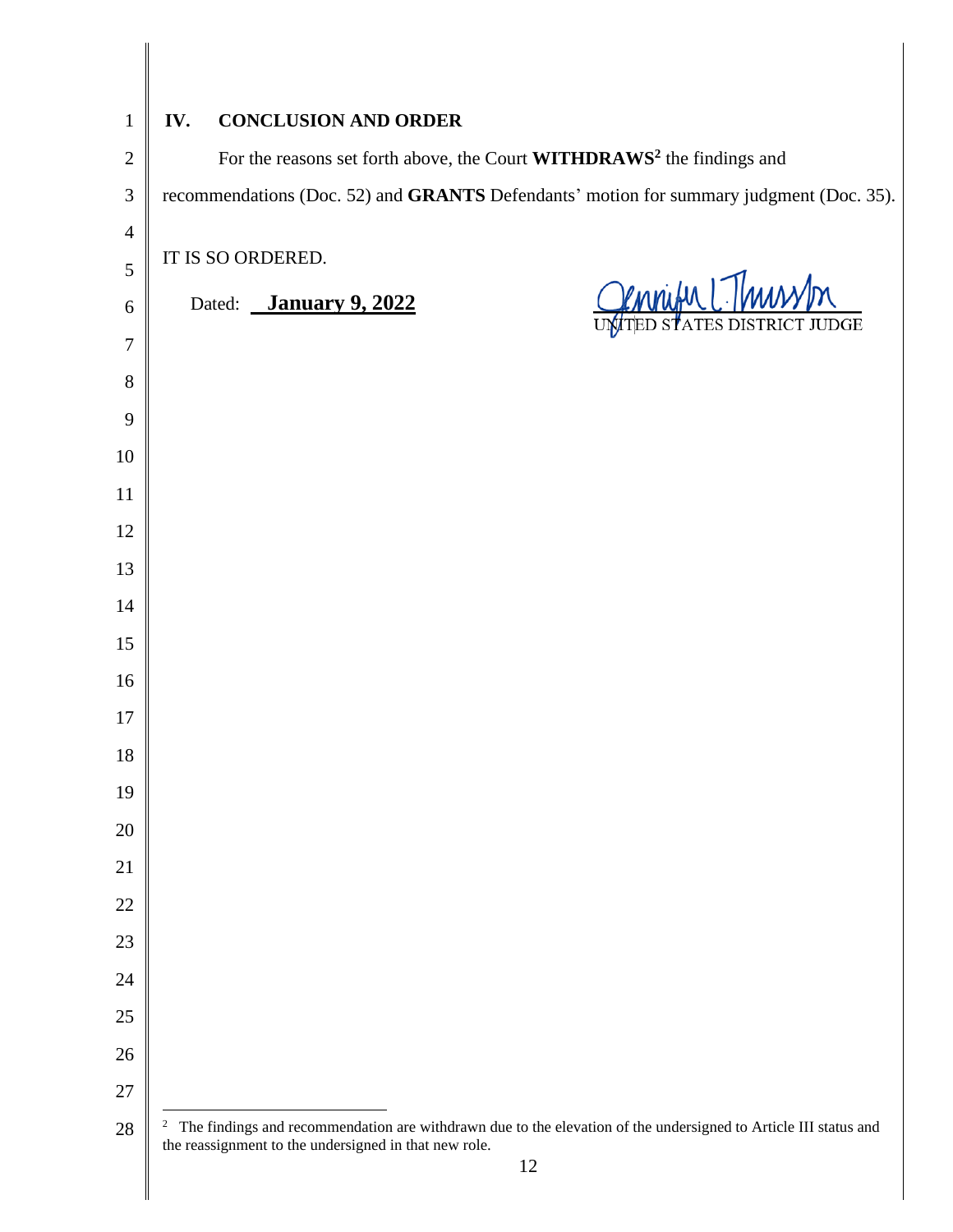## IV. CONCLUSION AND ORDER

For the reasons set forth above, the Court **WITHDRAWS**[2] the findings and recommendations (Doc. 52) and **GRANTS** Defendants' motion for summary judgment (Doc. 35).

IT IS SO ORDERED.

Dated: **January 9, 2022**

UNITED STATES DISTRICT JUDGE

---

[2] The findings and recommendation are withdrawn due to the elevation of the undersigned to Article III status and the reassignment to the undersigned in that new role.